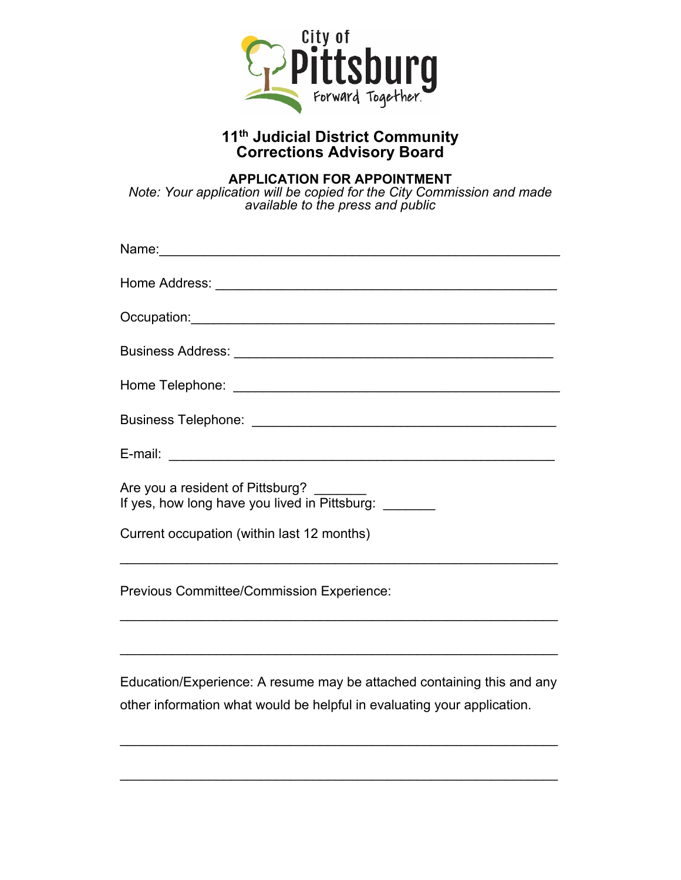City of
Pittsburg
Forward Together.

# 11th Judicial District Community Corrections Advisory Board

**APPLICATION FOR APPOINTMENT**

*Note: Your application will be copied for the City Commission and made available to the press and public*

Name:\_\_\_\_\_\_\_\_\_\_\_\_\_\_\_\_\_\_\_\_\_\_\_\_\_\_\_\_\_\_\_\_\_\_\_\_\_\_\_\_\_\_\_\_\_\_\_\_\_\_

Home Address: \_\_\_\_\_\_\_\_\_\_\_\_\_\_\_\_\_\_\_\_\_\_\_\_\_\_\_\_\_\_\_\_\_\_\_\_\_\_\_\_\_\_\_\_

Occupation:\_\_\_\_\_\_\_\_\_\_\_\_\_\_\_\_\_\_\_\_\_\_\_\_\_\_\_\_\_\_\_\_\_\_\_\_\_\_\_\_\_\_\_\_\_\_

Business Address: \_\_\_\_\_\_\_\_\_\_\_\_\_\_\_\_\_\_\_\_\_\_\_\_\_\_\_\_\_\_\_\_\_\_\_\_\_\_\_\_\_

Home Telephone: \_\_\_\_\_\_\_\_\_\_\_\_\_\_\_\_\_\_\_\_\_\_\_\_\_\_\_\_\_\_\_\_\_\_\_\_\_\_\_\_\_\_

Business Telephone: \_\_\_\_\_\_\_\_\_\_\_\_\_\_\_\_\_\_\_\_\_\_\_\_\_\_\_\_\_\_\_\_\_\_\_\_\_\_\_

E-mail: \_\_\_\_\_\_\_\_\_\_\_\_\_\_\_\_\_\_\_\_\_\_\_\_\_\_\_\_\_\_\_\_\_\_\_\_\_\_\_\_\_\_\_\_\_\_\_\_

Are you a resident of Pittsburg? \_\_\_\_\_\_\_
If yes, how long have you lived in Pittsburg: \_\_\_\_\_\_\_

Current occupation (within last 12 months)

\_\_\_\_\_\_\_\_\_\_\_\_\_\_\_\_\_\_\_\_\_\_\_\_\_\_\_\_\_\_\_\_\_\_\_\_\_\_\_\_\_\_\_\_\_\_\_\_\_\_\_\_\_\_\_\_

Previous Committee/Commission Experience:

\_\_\_\_\_\_\_\_\_\_\_\_\_\_\_\_\_\_\_\_\_\_\_\_\_\_\_\_\_\_\_\_\_\_\_\_\_\_\_\_\_\_\_\_\_\_\_\_\_\_\_\_\_\_\_\_

\_\_\_\_\_\_\_\_\_\_\_\_\_\_\_\_\_\_\_\_\_\_\_\_\_\_\_\_\_\_\_\_\_\_\_\_\_\_\_\_\_\_\_\_\_\_\_\_\_\_\_\_\_\_\_\_

Education/Experience: A resume may be attached containing this and any other information what would be helpful in evaluating your application.

\_\_\_\_\_\_\_\_\_\_\_\_\_\_\_\_\_\_\_\_\_\_\_\_\_\_\_\_\_\_\_\_\_\_\_\_\_\_\_\_\_\_\_\_\_\_\_\_\_\_\_\_\_\_\_\_

\_\_\_\_\_\_\_\_\_\_\_\_\_\_\_\_\_\_\_\_\_\_\_\_\_\_\_\_\_\_\_\_\_\_\_\_\_\_\_\_\_\_\_\_\_\_\_\_\_\_\_\_\_\_\_\_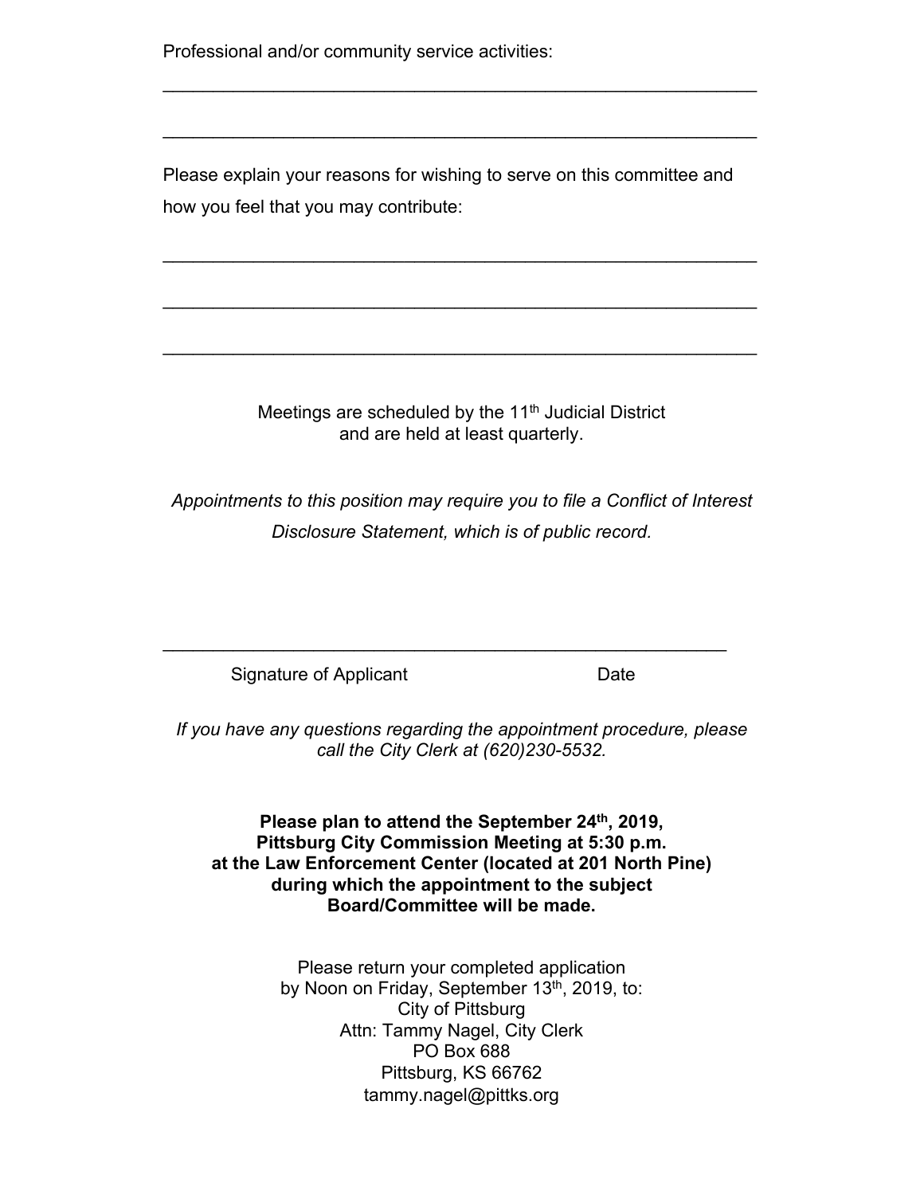Professional and/or community service activities:

\_\_\_\_\_\_\_\_\_\_\_\_\_\_\_\_\_\_\_\_\_\_\_\_\_\_\_\_\_\_\_\_\_\_\_\_\_\_\_\_\_\_\_\_\_\_\_\_\_\_\_\_\_\_\_\_\_\_\_\_

\_\_\_\_\_\_\_\_\_\_\_\_\_\_\_\_\_\_\_\_\_\_\_\_\_\_\_\_\_\_\_\_\_\_\_\_\_\_\_\_\_\_\_\_\_\_\_\_\_\_\_\_\_\_\_\_\_\_\_\_

Please explain your reasons for wishing to serve on this committee and how you feel that you may contribute:

\_\_\_\_\_\_\_\_\_\_\_\_\_\_\_\_\_\_\_\_\_\_\_\_\_\_\_\_\_\_\_\_\_\_\_\_\_\_\_\_\_\_\_\_\_\_\_\_\_\_\_\_\_\_\_\_\_\_\_\_

\_\_\_\_\_\_\_\_\_\_\_\_\_\_\_\_\_\_\_\_\_\_\_\_\_\_\_\_\_\_\_\_\_\_\_\_\_\_\_\_\_\_\_\_\_\_\_\_\_\_\_\_\_\_\_\_\_\_\_\_

\_\_\_\_\_\_\_\_\_\_\_\_\_\_\_\_\_\_\_\_\_\_\_\_\_\_\_\_\_\_\_\_\_\_\_\_\_\_\_\_\_\_\_\_\_\_\_\_\_\_\_\_\_\_\_\_\_\_\_\_

Meetings are scheduled by the 11th Judicial District and are held at least quarterly.

*Appointments to this position may require you to file a Conflict of Interest Disclosure Statement, which is of public record.*

\_\_\_\_\_\_\_\_\_\_\_\_\_\_\_\_\_\_\_\_\_\_\_\_\_\_\_\_\_\_\_\_\_\_\_\_\_\_\_\_\_\_\_\_\_\_\_\_\_\_\_\_\_\_\_\_

Signature of Applicant                                        Date

*If you have any questions regarding the appointment procedure, please call the City Clerk at (620)230-5532.*

**Please plan to attend the September 24th, 2019, Pittsburg City Commission Meeting at 5:30 p.m. at the Law Enforcement Center (located at 201 North Pine) during which the appointment to the subject Board/Committee will be made.**

Please return your completed application
by Noon on Friday, September 13th, 2019, to:
City of Pittsburg
Attn: Tammy Nagel, City Clerk
PO Box 688
Pittsburg, KS 66762
tammy.nagel@pittks.org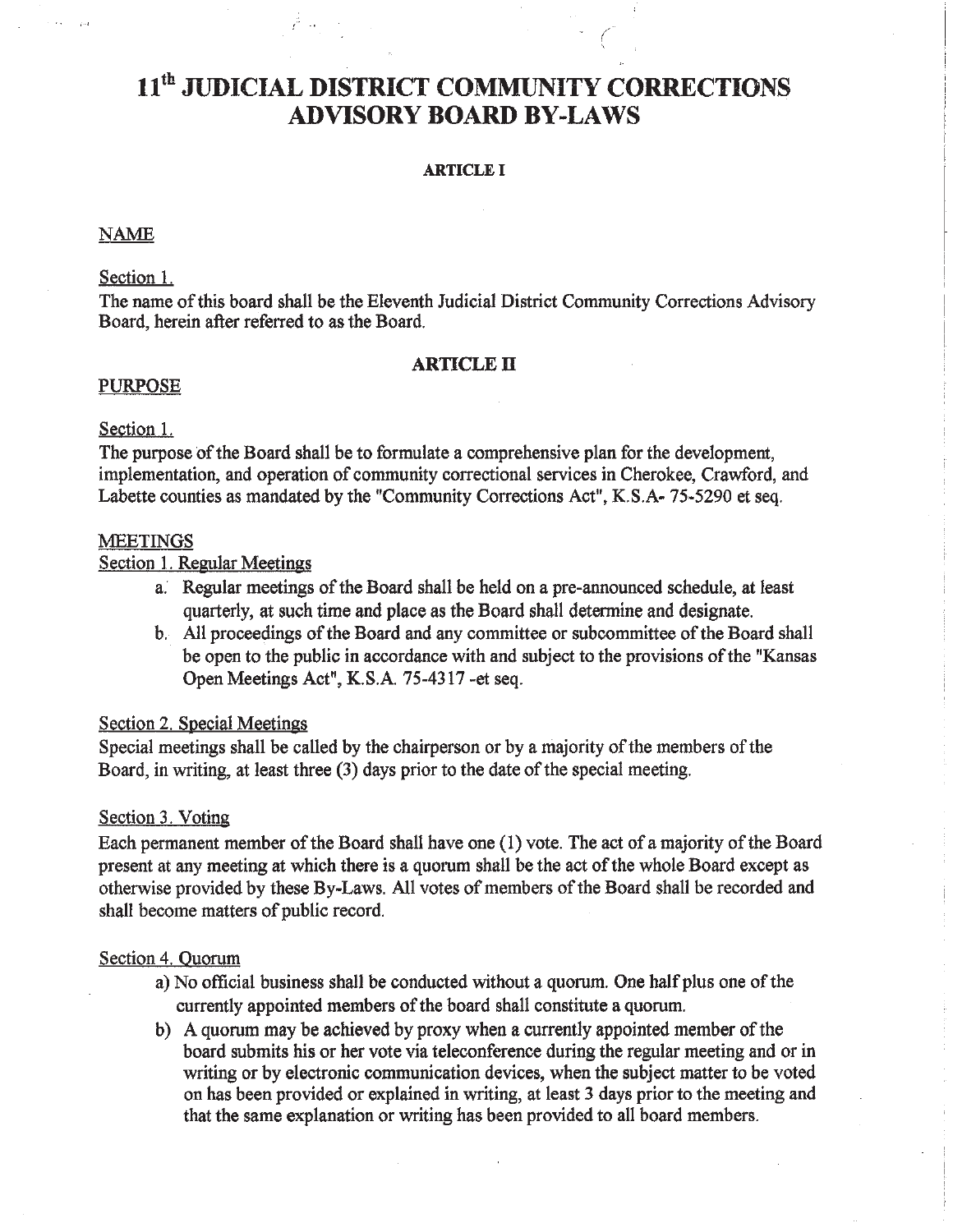# 11th JUDICIAL DISTRICT COMMUNITY CORRECTIONS ADVISORY BOARD BY-LAWS

**ARTICLE I**

NAME

Section 1.
The name of this board shall be the Eleventh Judicial District Community Corrections Advisory Board, herein after referred to as the Board.

**ARTICLE II**

PURPOSE

Section 1.
The purpose of the Board shall be to formulate a comprehensive plan for the development, implementation, and operation of community correctional services in Cherokee, Crawford, and Labette counties as mandated by the "Community Corrections Act", K.S.A- 75-5290 et seq.

MEETINGS

Section 1. Regular Meetings

a. Regular meetings of the Board shall be held on a pre-announced schedule, at least quarterly, at such time and place as the Board shall determine and designate.
b. All proceedings of the Board and any committee or subcommittee of the Board shall be open to the public in accordance with and subject to the provisions of the "Kansas Open Meetings Act", K.S.A. 75-4317 -et seq.

Section 2. Special Meetings

Special meetings shall be called by the chairperson or by a majority of the members of the Board, in writing, at least three (3) days prior to the date of the special meeting.

Section 3. Voting

Each permanent member of the Board shall have one (1) vote. The act of a majority of the Board present at any meeting at which there is a quorum shall be the act of the whole Board except as otherwise provided by these By-Laws. All votes of members of the Board shall be recorded and shall become matters of public record.

Section 4. Quorum

a) No official business shall be conducted without a quorum. One half plus one of the currently appointed members of the board shall constitute a quorum.
b) A quorum may be achieved by proxy when a currently appointed member of the board submits his or her vote via teleconference during the regular meeting and or in writing or by electronic communication devices, when the subject matter to be voted on has been provided or explained in writing, at least 3 days prior to the meeting and that the same explanation or writing has been provided to all board members.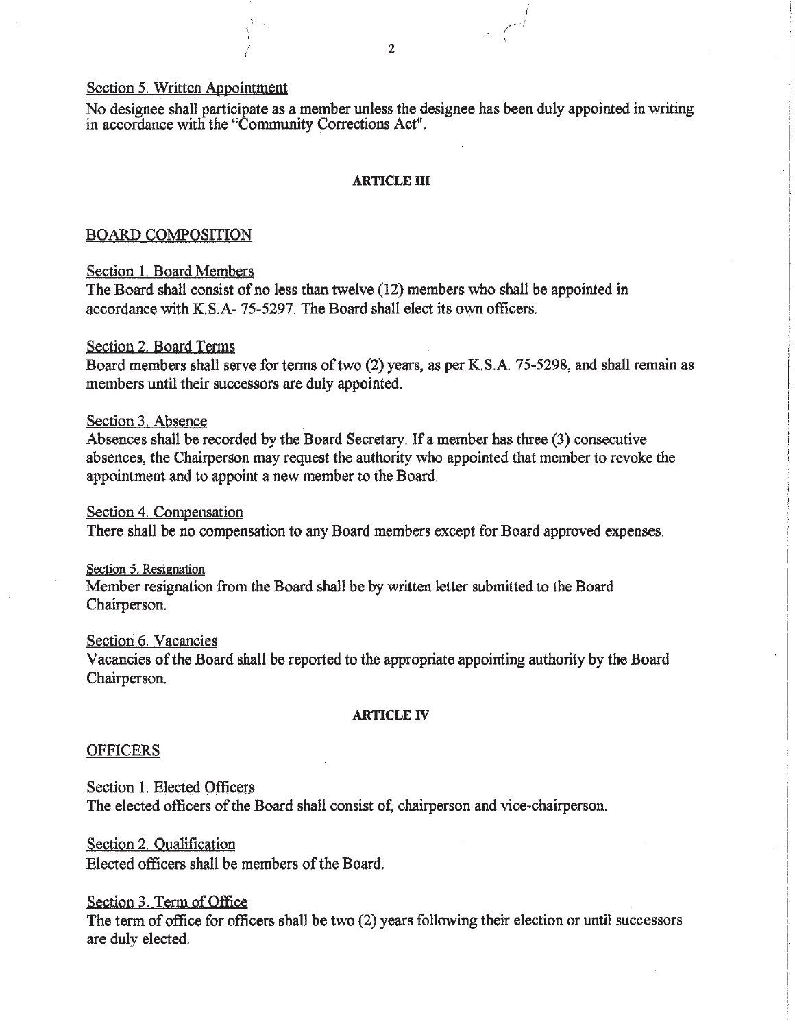Section 5. Written Appointment

No designee shall participate as a member unless the designee has been duly appointed in writing in accordance with the "Community Corrections Act".

## ARTICLE III

### BOARD COMPOSITION

Section 1. Board Members

The Board shall consist of no less than twelve (12) members who shall be appointed in accordance with K.S.A- 75-5297. The Board shall elect its own officers.

Section 2. Board Terms

Board members shall serve for terms of two (2) years, as per K.S.A. 75-5298, and shall remain as members until their successors are duly appointed.

Section 3. Absence

Absences shall be recorded by the Board Secretary. If a member has three (3) consecutive absences, the Chairperson may request the authority who appointed that member to revoke the appointment and to appoint a new member to the Board.

Section 4. Compensation

There shall be no compensation to any Board members except for Board approved expenses.

Section 5. Resignation

Member resignation from the Board shall be by written letter submitted to the Board Chairperson.

Section 6. Vacancies

Vacancies of the Board shall be reported to the appropriate appointing authority by the Board Chairperson.

## ARTICLE IV

### OFFICERS

Section 1. Elected Officers

The elected officers of the Board shall consist of, chairperson and vice-chairperson.

Section 2. Qualification

Elected officers shall be members of the Board.

Section 3. Term of Office

The term of office for officers shall be two (2) years following their election or until successors are duly elected.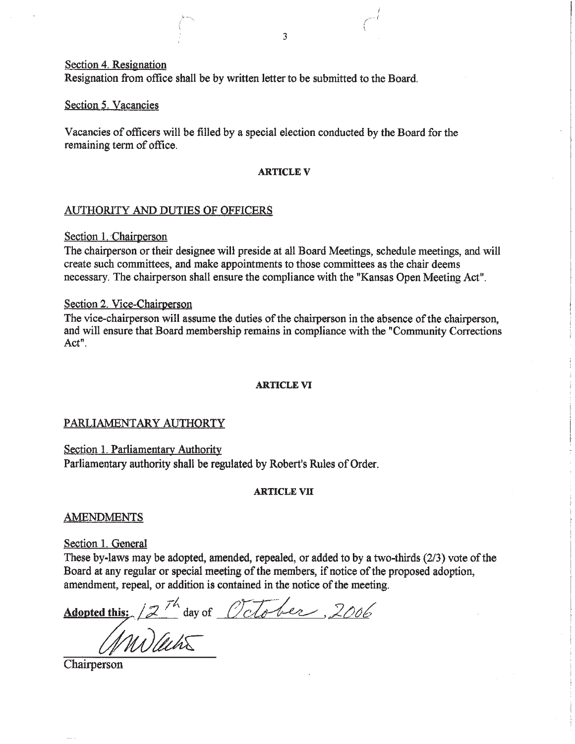Section 4. Resignation

Resignation from office shall be by written letter to be submitted to the Board.

Section 5. Vacancies

Vacancies of officers will be filled by a special election conducted by the Board for the remaining term of office.

**ARTICLE V**

AUTHORITY AND DUTIES OF OFFICERS

Section 1. Chairperson

The chairperson or their designee will preside at all Board Meetings, schedule meetings, and will create such committees, and make appointments to those committees as the chair deems necessary. The chairperson shall ensure the compliance with the "Kansas Open Meeting Act".

Section 2. Vice-Chairperson

The vice-chairperson will assume the duties of the chairperson in the absence of the chairperson, and will ensure that Board membership remains in compliance with the "Community Corrections Act".

**ARTICLE VI**

PARLIAMENTARY AUTHORTY

Section 1. Parliamentary Authority

Parliamentary authority shall be regulated by Robert's Rules of Order.

**ARTICLE VII**

AMENDMENTS

Section 1. General

These by-laws may be adopted, amended, repealed, or added to by a two-thirds (2/3) vote of the Board at any regular or special meeting of the members, if notice of the proposed adoption, amendment, repeal, or addition is contained in the notice of the meeting.

**Adopted this:** 12[Th] day of October, 2006

[Signature]

Chairperson